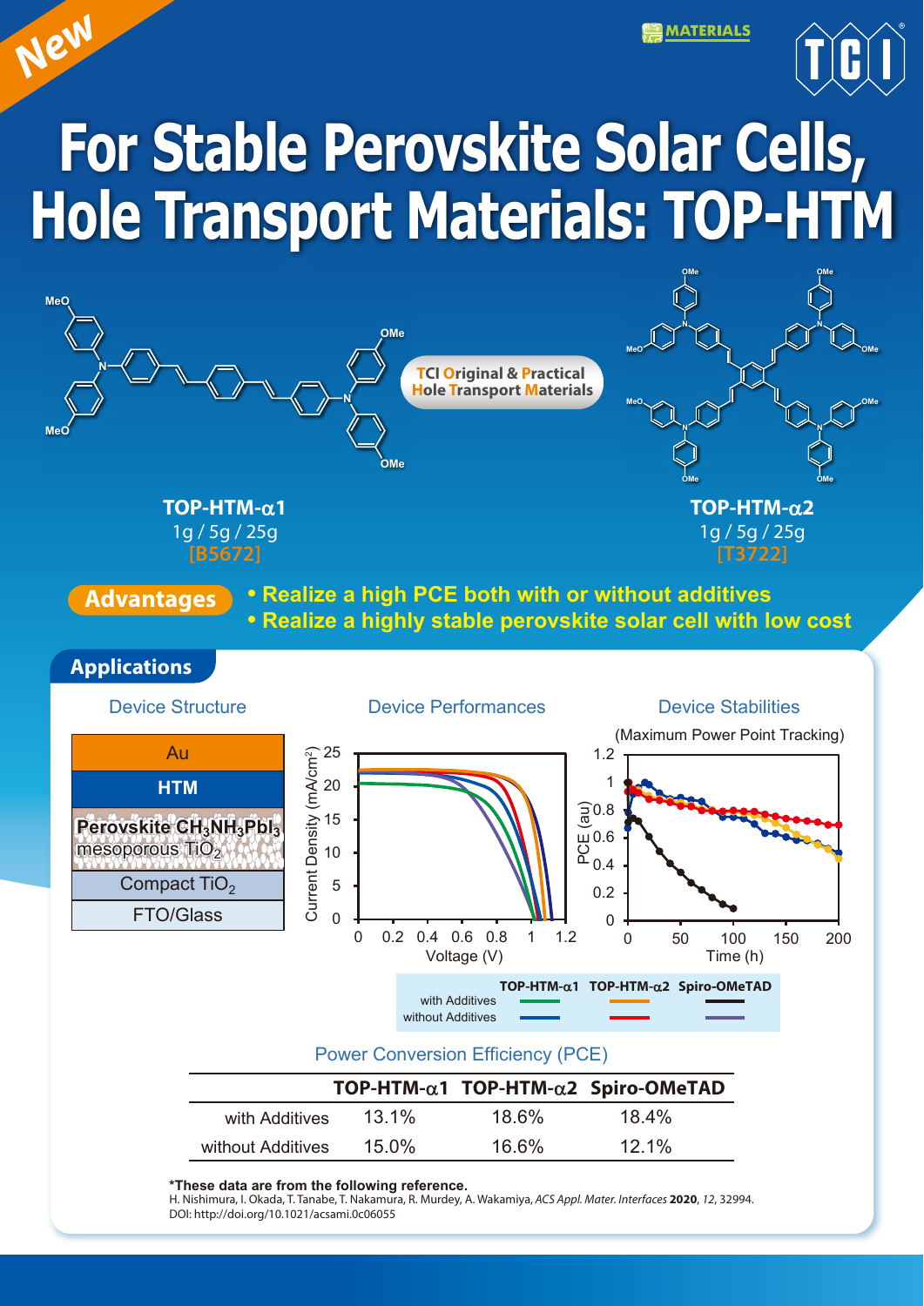New

# For Stable Perovskite Solar Cells, Hole Transport Materials: TOP-HTM

**TCI Original & Practical Hole Transport Materials**

**TOP-HTM-α1**
1g / 5g / 25g
[B5672]

**TOP-HTM-α2**
1g / 5g / 25g
[T3722]

**Advantages**

- **Realize a high PCE both with or without additives**
- **Realize a highly stable perovskite solar cell with low cost**

## Applications

### Device Structure

| |
|---|
| Au |
| HTM |
| Perovskite $CH_3NH_3PbI_3$ / mesoporous $TiO_2$ |
| Compact $TiO_2$ |
| FTO/Glass |

### Device Performances

### Device Stabilities

(Maximum Power Point Tracking)

| | TOP-HTM-α1 | TOP-HTM-α2 | Spiro-OMeTAD |
|---|---|---|---|
| with Additives | green | orange | black |
| without Additives | blue | red | purple |

### Power Conversion Efficiency (PCE)

| | TOP-HTM-α1 | TOP-HTM-α2 | Spiro-OMeTAD |
|---|---|---|---|
| with Additives | 13.1% | 18.6% | 18.4% |
| without Additives | 15.0% | 16.6% | 12.1% |

**\*These data are from the following reference.**
H. Nishimura, I. Okada, T. Tanabe, T. Nakamura, R. Murdey, A. Wakamiya, *ACS Appl. Mater. Interfaces* **2020**, *12*, 32994.
DOI: http://doi.org/10.1021/acsami.0c06055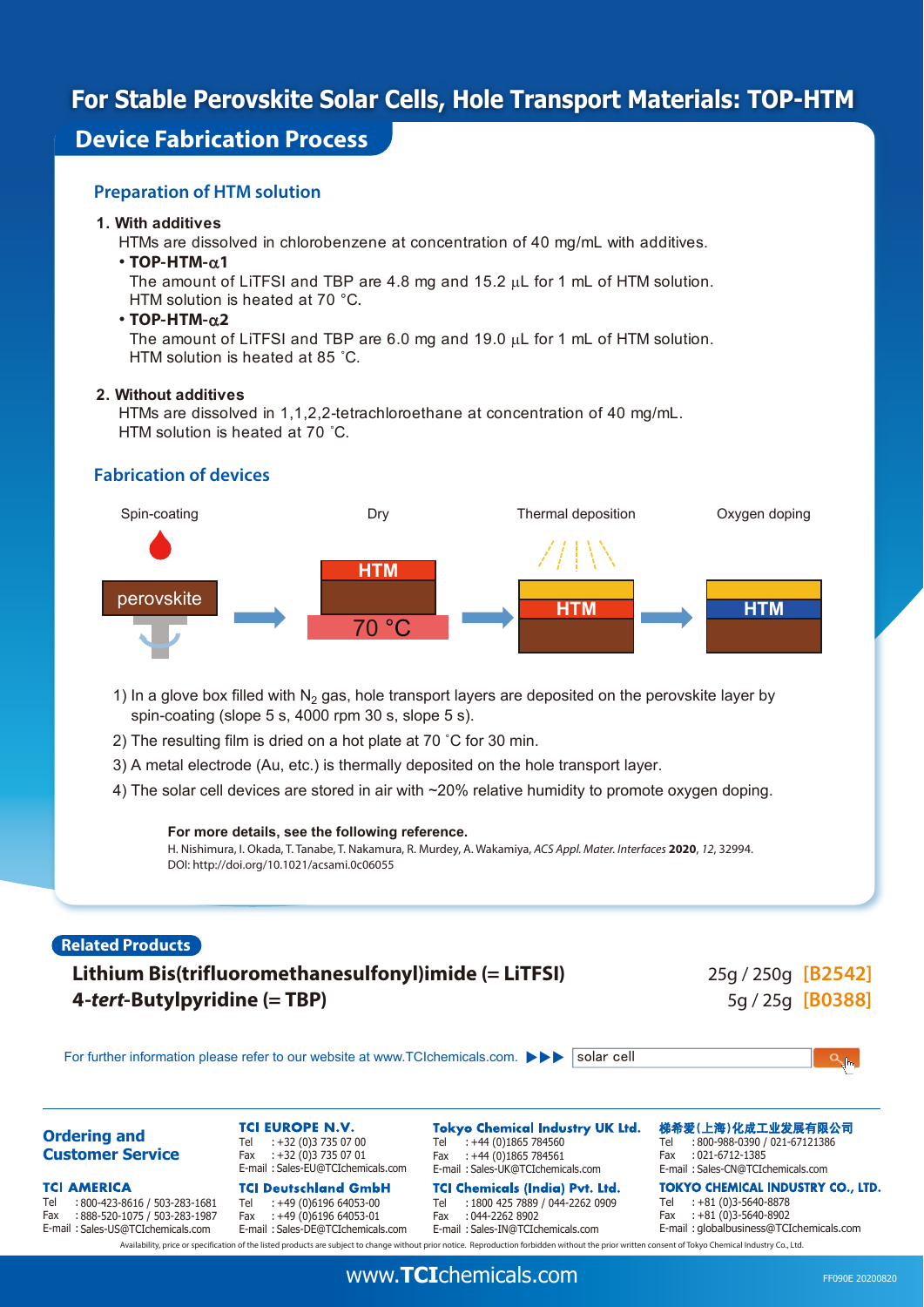# For Stable Perovskite Solar Cells, Hole Transport Materials: TOP-HTM

## Device Fabrication Process

### Preparation of HTM solution

**1. With additives**

HTMs are dissolved in chlorobenzene at concentration of 40 mg/mL with additives.

- **TOP-HTM-α1**
  The amount of LiTFSI and TBP are 4.8 mg and 15.2 μL for 1 mL of HTM solution.
  HTM solution is heated at 70 °C.
- **TOP-HTM-α2**
  The amount of LiTFSI and TBP are 6.0 mg and 19.0 μL for 1 mL of HTM solution.
  HTM solution is heated at 85 ˚C.

**2. Without additives**

HTMs are dissolved in 1,1,2,2-tetrachloroethane at concentration of 40 mg/mL.
HTM solution is heated at 70 ˚C.

### Fabrication of devices

Spin-coating
perovskite
Dry
HTM
70 °C
Thermal deposition
HTM
Oxygen doping
HTM

1) In a glove box filled with $N_2$ gas, hole transport layers are deposited on the perovskite layer by spin-coating (slope 5 s, 4000 rpm 30 s, slope 5 s).
2) The resulting film is dried on a hot plate at 70 ˚C for 30 min.
3) A metal electrode (Au, etc.) is thermally deposited on the hole transport layer.
4) The solar cell devices are stored in air with ~20% relative humidity to promote oxygen doping.

**For more details, see the following reference.**
H. Nishimura, I. Okada, T. Tanabe, T. Nakamura, R. Murdey, A. Wakamiya, *ACS Appl. Mater. Interfaces* **2020**, *12*, 32994.
DOI: http://doi.org/10.1021/acsami.0c06055

## Related Products

| | | |
|---|---|---|
| **Lithium Bis(trifluoromethanesulfonyl)imide (= LiTFSI)** | 25g / 250g | [B2542] |
| **4-*tert*-Butylpyridine (= TBP)** | 5g / 25g | [B0388] |

For further information please refer to our website at www.TCIchemicals.com. ▶▶▶ solar cell

**Ordering and Customer Service**

**TCI AMERICA**
Tel : 800-423-8616 / 503-283-1681
Fax : 888-520-1075 / 503-283-1987
E-mail : Sales-US@TCIchemicals.com

**TCI EUROPE N.V.**
Tel : +32 (0)3 735 07 00
Fax : +32 (0)3 735 07 01
E-mail : Sales-EU@TCIchemicals.com

**TCI Deutschland GmbH**
Tel : +49 (0)6196 64053-00
Fax : +49 (0)6196 64053-01
E-mail : Sales-DE@TCIchemicals.com

**Tokyo Chemical Industry UK Ltd.**
Tel : +44 (0)1865 784560
Fax : +44 (0)1865 784561
E-mail : Sales-UK@TCIchemicals.com

**TCI Chemicals (India) Pvt. Ltd.**
Tel : 1800 425 7889 / 044-2262 0909
Fax : 044-2262 8902
E-mail : Sales-IN@TCIchemicals.com

**梯希爱(上海)化成工业发展有限公司**
Tel : 800-988-0390 / 021-67121386
Fax : 021-6712-1385
E-mail : Sales-CN@TCIchemicals.com

**TOKYO CHEMICAL INDUSTRY CO., LTD.**
Tel : +81 (0)3-5640-8878
Fax : +81 (0)3-5640-8902
E-mail : globalbusiness@TCIchemicals.com

Availability, price or specification of the listed products are subject to change without prior notice. Reproduction forbidden without the prior written consent of Tokyo Chemical Industry Co., Ltd.

www.TCIchemicals.com

FF090E 20200820